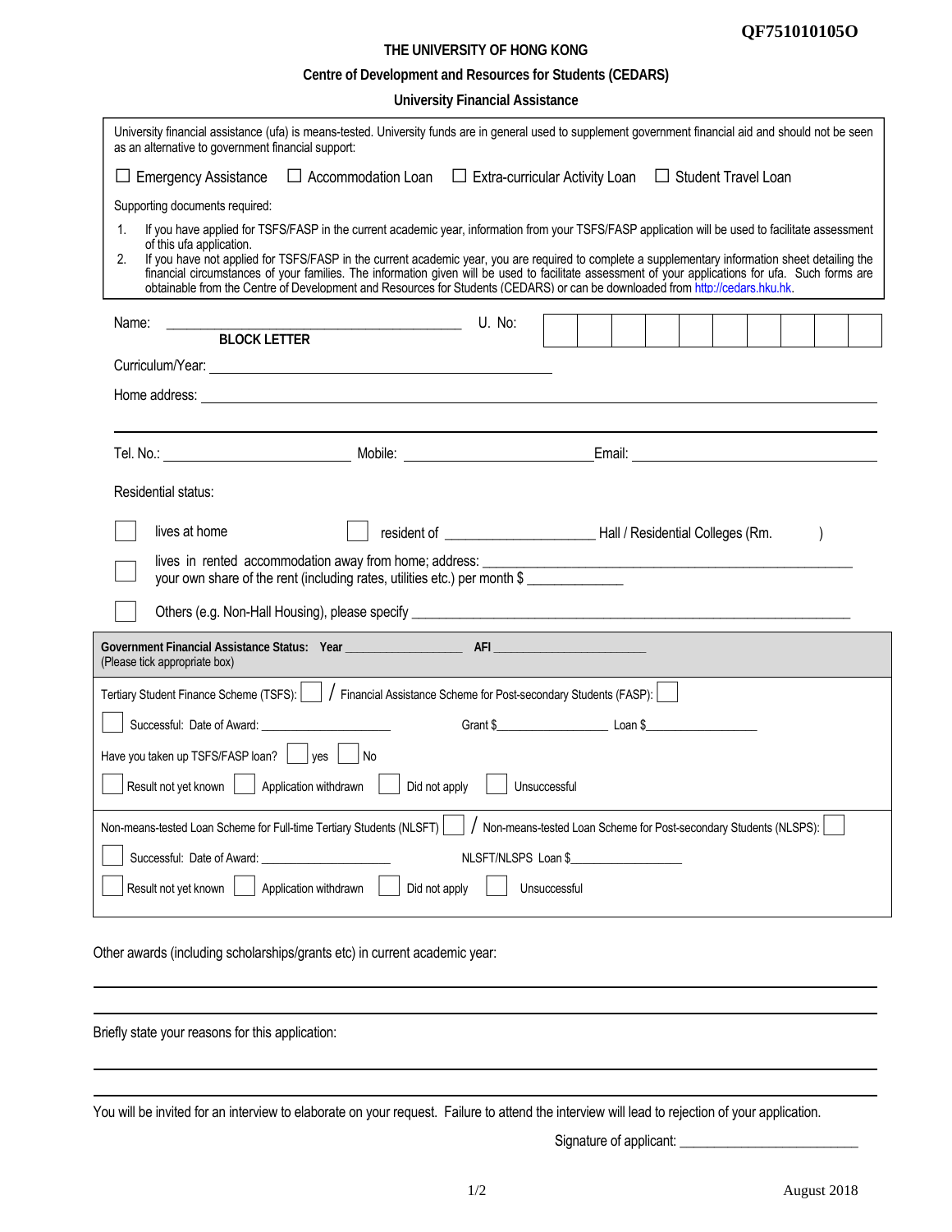QF751010105O

# THE UNIVERSITY OF HONG KONG

## Centre of Development and Resources for Students (CEDARS)

## University Financial Assistance

University financial assistance (ufa) is means-tested. University funds are in general used to supplement government financial aid and should not be seen as an alternative to government financial support:

☐ Emergency Assistance ☐ Accommodation Loan ☐ Extra-curricular Activity Loan ☐ Student Travel Loan

Supporting documents required:

1. If you have applied for TSFS/FASP in the current academic year, information from your TSFS/FASP application will be used to facilitate assessment of this ufa application.
2. If you have not applied for TSFS/FASP in the current academic year, you are required to complete a supplementary information sheet detailing the financial circumstances of your families. The information given will be used to facilitate assessment of your applications for ufa. Such forms are obtainable from the Centre of Development and Resources for Students (CEDARS) or can be downloaded from http://cedars.hku.hk.

Name: ________________________________ U. No: ☐☐☐☐☐☐☐☐☐☐
**BLOCK LETTER**

Curriculum/Year: ________________________________

Home address: ________________________________

________________________________

Tel. No.: ____________________ Mobile: ____________________ Email: ____________________

Residential status:

☐ lives at home ☐ resident of ____________________ Hall / Residential Colleges (Rm. )

☐ lives in rented accommodation away from home; address: ________________________________
your own share of the rent (including rates, utilities etc.) per month $ ____________

☐ Others (e.g. Non-Hall Housing), please specify ________________________________

**Government Financial Assistance Status: Year ______________ AFI ______________**
(Please tick appropriate box)

Tertiary Student Finance Scheme (TSFS): ☐ / Financial Assistance Scheme for Post-secondary Students (FASP): ☐

☐ Successful: Date of Award: ______________ Grant $______________ Loan $______________

Have you taken up TSFS/FASP loan? ☐ yes ☐ No

☐ Result not yet known ☐ Application withdrawn ☐ Did not apply ☐ Unsuccessful

Non-means-tested Loan Scheme for Full-time Tertiary Students (NLSFT) ☐ / Non-means-tested Loan Scheme for Post-secondary Students (NLSPS): ☐

☐ Successful: Date of Award: ______________ NLSFT/NLSPS Loan $______________

☐ Result not yet known ☐ Application withdrawn ☐ Did not apply ☐ Unsuccessful

Other awards (including scholarships/grants etc) in current academic year:

________________________________

________________________________

Briefly state your reasons for this application:

________________________________

________________________________

You will be invited for an interview to elaborate on your request. Failure to attend the interview will lead to rejection of your application.

Signature of applicant: ______________________

August 2018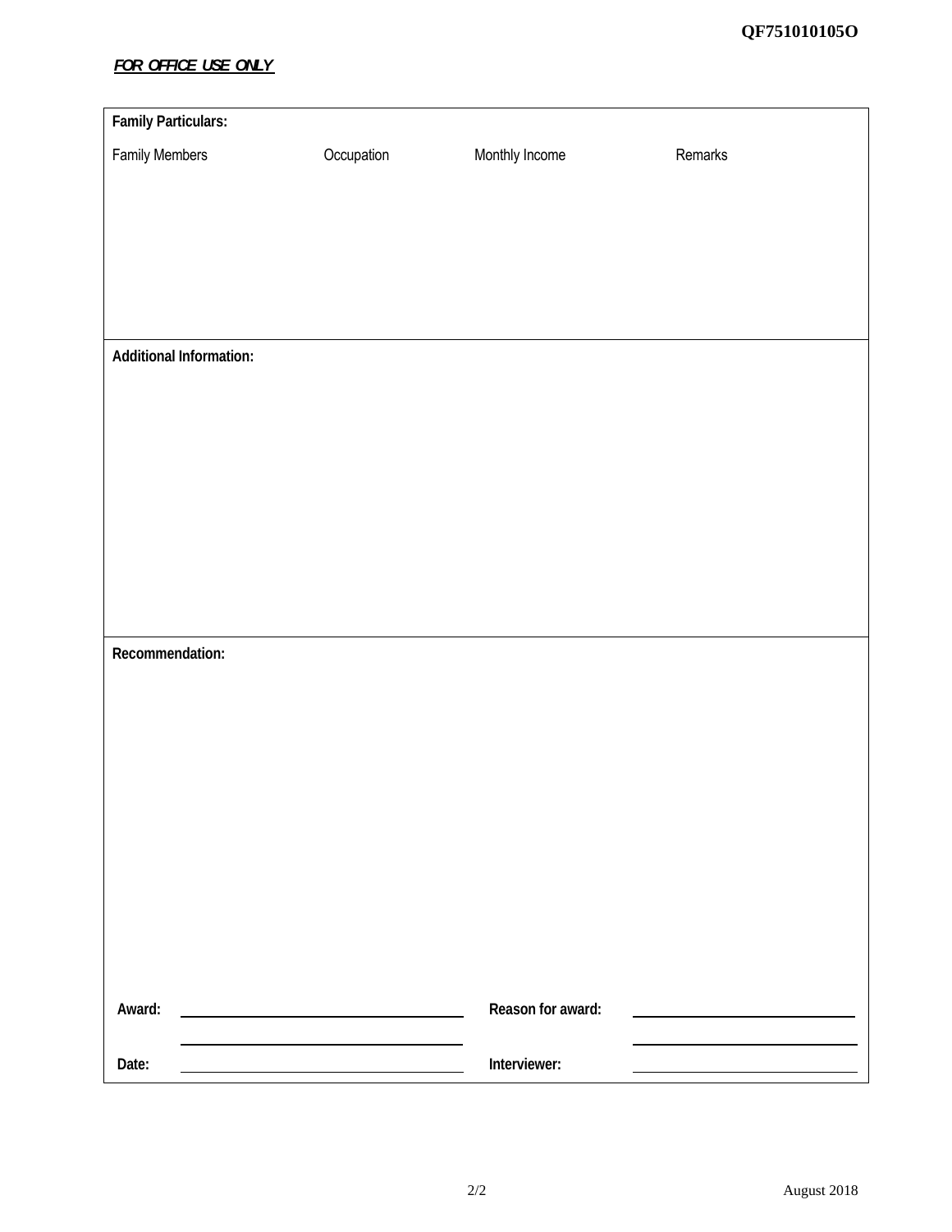QF751010105O

*FOR OFFICE USE ONLY*

**Family Particulars:**

| Family Members | Occupation | Monthly Income | Remarks |
|---|---|---|---|
| | | | |

**Additional Information:**

**Recommendation:**

**Award:** ______________________ **Reason for award:** ______________________

______________________ ______________________

**Date:** ______________________ **Interviewer:** ______________________

August 2018